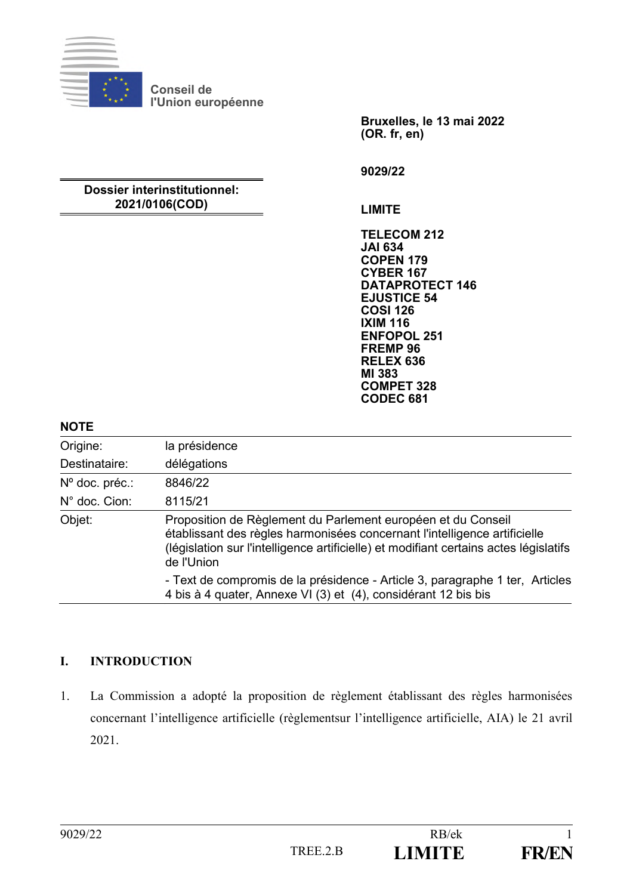Conseil de l'Union européenne

**Bruxelles, le 13 mai 2022**
**(OR. fr, en)**

**9029/22**

**Dossier interinstitutionnel:**
**2021/0106(COD)**

**LIMITE**

**TELECOM 212**
**JAI 634**
**COPEN 179**
**CYBER 167**
**DATAPROTECT 146**
**EJUSTICE 54**
**COSI 126**
**IXIM 116**
**ENFOPOL 251**
**FREMP 96**
**RELEX 636**
**MI 383**
**COMPET 328**
**CODEC 681**

**NOTE**

| | |
|---|---|
| Origine: | la présidence |
| Destinataire: | délégations |
| Nº doc. préc.: | 8846/22 |
| N° doc. Cion: | 8115/21 |
| Objet: | Proposition de Règlement du Parlement européen et du Conseil établissant des règles harmonisées concernant l'intelligence artificielle (législation sur l'intelligence artificielle) et modifiant certains actes législatifs de l'Union<br><br>- Text de compromis de la présidence - Article 3, paragraphe 1 ter, Articles 4 bis à 4 quater, Annexe VI (3) et (4), considérant 12 bis bis |

## I. INTRODUCTION

1. La Commission a adopté la proposition de règlement établissant des règles harmonisées concernant l'intelligence artificielle (règlementsur l'intelligence artificielle, AIA) le 21 avril 2021.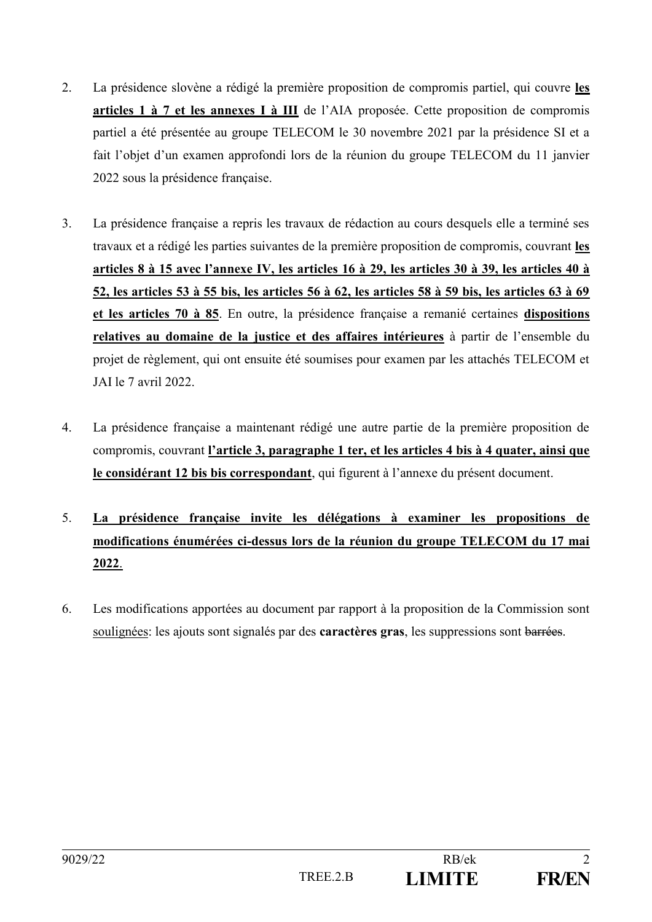2. La présidence slovène a rédigé la première proposition de compromis partiel, qui couvre **<u>les articles 1 à 7 et les annexes I à III</u>** de l'AIA proposée. Cette proposition de compromis partiel a été présentée au groupe TELECOM le 30 novembre 2021 par la présidence SI et a fait l'objet d'un examen approfondi lors de la réunion du groupe TELECOM du 11 janvier 2022 sous la présidence française.

3. La présidence française a repris les travaux de rédaction au cours desquels elle a terminé ses travaux et a rédigé les parties suivantes de la première proposition de compromis, couvrant **<u>les articles 8 à 15 avec l'annexe IV, les articles 16 à 29, les articles 30 à 39, les articles 40 à 52, les articles 53 à 55 bis, les articles 56 à 62, les articles 58 à 59 bis, les articles 63 à 69 et les articles 70 à 85</u>**. En outre, la présidence française a remanié certaines **<u>dispositions relatives au domaine de la justice et des affaires intérieures</u>** à partir de l'ensemble du projet de règlement, qui ont ensuite été soumises pour examen par les attachés TELECOM et JAI le 7 avril 2022.

4. La présidence française a maintenant rédigé une autre partie de la première proposition de compromis, couvrant **<u>l'article 3, paragraphe 1 ter, et les articles 4 bis à 4 quater, ainsi que le considérant 12 bis bis correspondant</u>**, qui figurent à l'annexe du présent document.

5. **<u>La présidence française invite les délégations à examiner les propositions de modifications énumérées ci-dessus lors de la réunion du groupe TELECOM du 17 mai 2022</u>**.

6. Les modifications apportées au document par rapport à la proposition de la Commission sont <u>soulignées</u>: les ajouts sont signalés par des **caractères gras**, les suppressions sont ~~barrées~~.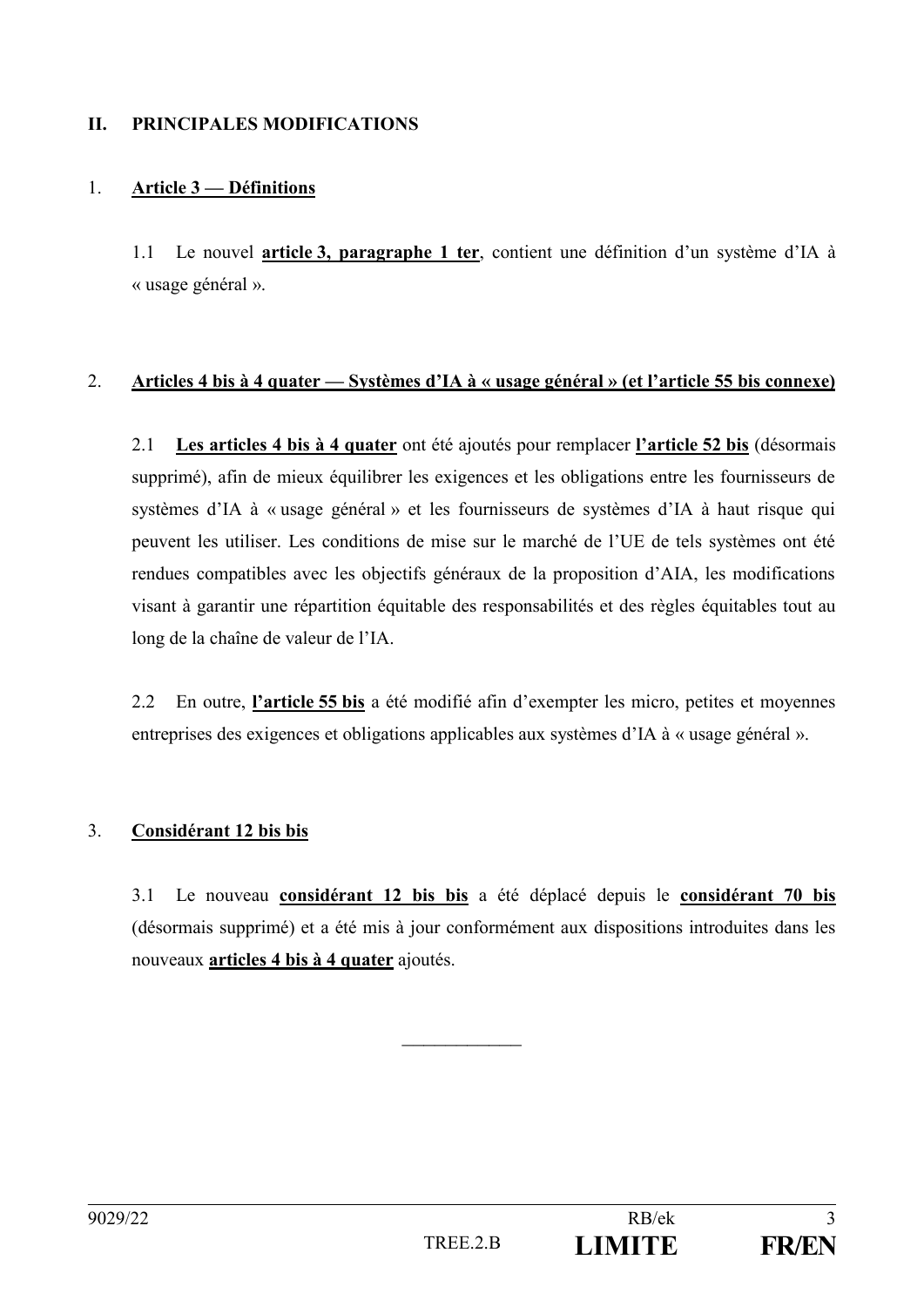## II. PRINCIPALES MODIFICATIONS

### 1. **Article 3 — Définitions**

1.1 Le nouvel **article 3, paragraphe 1 ter**, contient une définition d'un système d'IA à « usage général ».

### 2. **Articles 4 bis à 4 quater — Systèmes d'IA à « usage général » (et l'article 55 bis connexe)**

2.1 **Les articles 4 bis à 4 quater** ont été ajoutés pour remplacer **l'article 52 bis** (désormais supprimé), afin de mieux équilibrer les exigences et les obligations entre les fournisseurs de systèmes d'IA à « usage général » et les fournisseurs de systèmes d'IA à haut risque qui peuvent les utiliser. Les conditions de mise sur le marché de l'UE de tels systèmes ont été rendues compatibles avec les objectifs généraux de la proposition d'AIA, les modifications visant à garantir une répartition équitable des responsabilités et des règles équitables tout au long de la chaîne de valeur de l'IA.

2.2 En outre, **l'article 55 bis** a été modifié afin d'exempter les micro, petites et moyennes entreprises des exigences et obligations applicables aux systèmes d'IA à « usage général ».

### 3. **Considérant 12 bis bis**

3.1 Le nouveau **considérant 12 bis bis** a été déplacé depuis le **considérant 70 bis** (désormais supprimé) et a été mis à jour conformément aux dispositions introduites dans les nouveaux **articles 4 bis à 4 quater** ajoutés.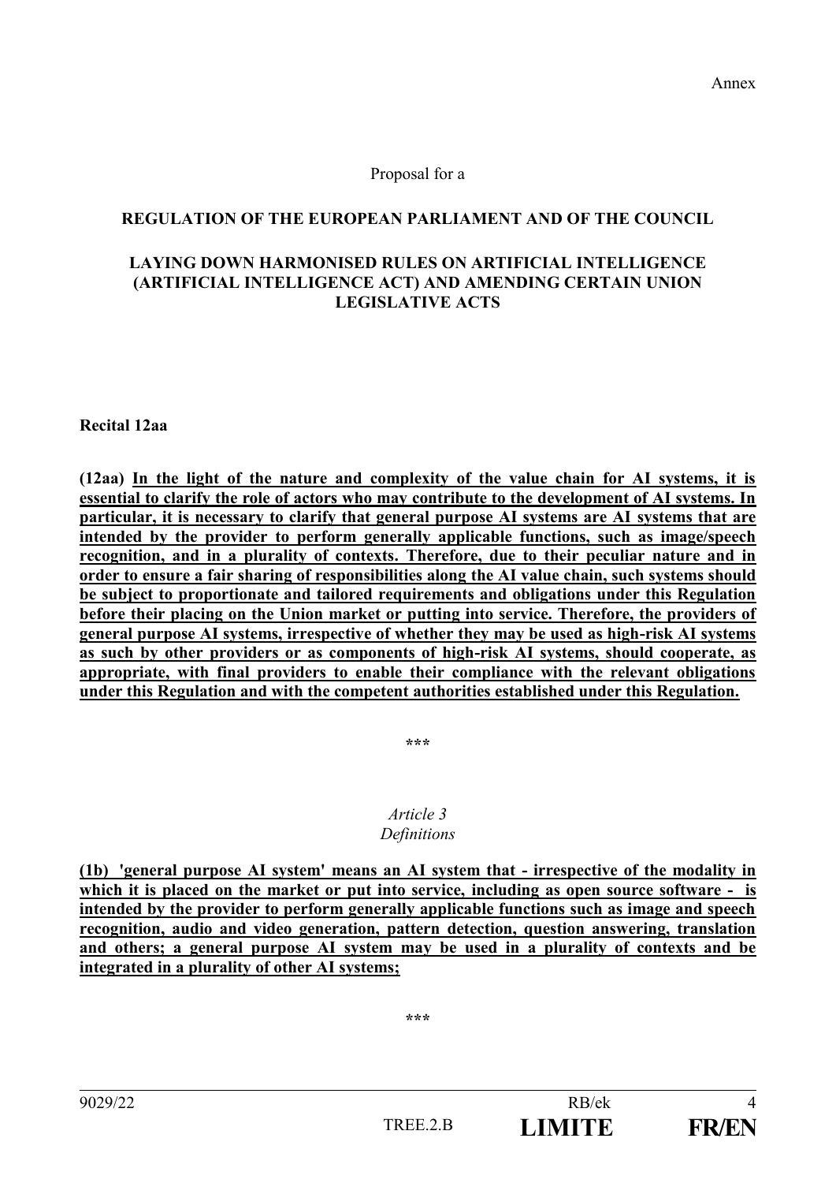Annex

Proposal for a

**REGULATION OF THE EUROPEAN PARLIAMENT AND OF THE COUNCIL**

**LAYING DOWN HARMONISED RULES ON ARTIFICIAL INTELLIGENCE (ARTIFICIAL INTELLIGENCE ACT) AND AMENDING CERTAIN UNION LEGISLATIVE ACTS**

**Recital 12aa**

**(12aa) <u>In the light of the nature and complexity of the value chain for AI systems, it is essential to clarify the role of actors who may contribute to the development of AI systems. In particular, it is necessary to clarify that general purpose AI systems are AI systems that are intended by the provider to perform generally applicable functions, such as image/speech recognition, and in a plurality of contexts. Therefore, due to their peculiar nature and in order to ensure a fair sharing of responsibilities along the AI value chain, such systems should be subject to proportionate and tailored requirements and obligations under this Regulation before their placing on the Union market or putting into service. Therefore, the providers of general purpose AI systems, irrespective of whether they may be used as high-risk AI systems as such by other providers or as components of high-risk AI systems, should cooperate, as appropriate, with final providers to enable their compliance with the relevant obligations under this Regulation and with the competent authorities established under this Regulation.</u>**

\*\*\*

*Article 3*
*Definitions*

**<u>(1b) 'general purpose AI system' means an AI system that - irrespective of the modality in which it is placed on the market or put into service, including as open source software - is intended by the provider to perform generally applicable functions such as image and speech recognition, audio and video generation, pattern detection, question answering, translation and others; a general purpose AI system may be used in a plurality of contexts and be integrated in a plurality of other AI systems;</u>**

\*\*\*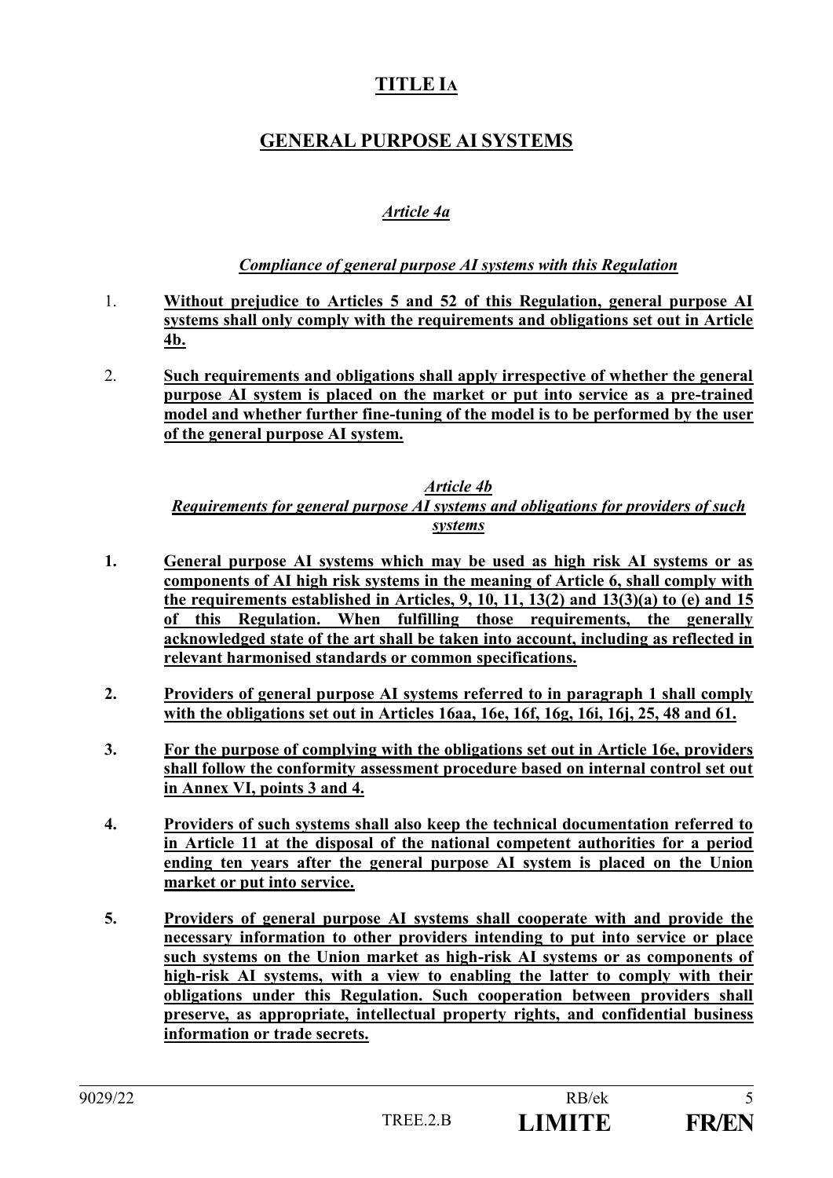# TITLE IA

## GENERAL PURPOSE AI SYSTEMS

### *Article 4a*

#### *Compliance of general purpose AI systems with this Regulation*

1. **Without prejudice to Articles 5 and 52 of this Regulation, general purpose AI systems shall only comply with the requirements and obligations set out in Article 4b.**

2. **Such requirements and obligations shall apply irrespective of whether the general purpose AI system is placed on the market or put into service as a pre-trained model and whether further fine-tuning of the model is to be performed by the user of the general purpose AI system.**

### *Article 4b*

#### *Requirements for general purpose AI systems and obligations for providers of such systems*

**1. General purpose AI systems which may be used as high risk AI systems or as components of AI high risk systems in the meaning of Article 6, shall comply with the requirements established in Articles, 9, 10, 11, 13(2) and 13(3)(a) to (e) and 15 of this Regulation. When fulfilling those requirements, the generally acknowledged state of the art shall be taken into account, including as reflected in relevant harmonised standards or common specifications.**

**2. Providers of general purpose AI systems referred to in paragraph 1 shall comply with the obligations set out in Articles 16aa, 16e, 16f, 16g, 16i, 16j, 25, 48 and 61.**

**3. For the purpose of complying with the obligations set out in Article 16e, providers shall follow the conformity assessment procedure based on internal control set out in Annex VI, points 3 and 4.**

**4. Providers of such systems shall also keep the technical documentation referred to in Article 11 at the disposal of the national competent authorities for a period ending ten years after the general purpose AI system is placed on the Union market or put into service.**

**5. Providers of general purpose AI systems shall cooperate with and provide the necessary information to other providers intending to put into service or place such systems on the Union market as high-risk AI systems or as components of high-risk AI systems, with a view to enabling the latter to comply with their obligations under this Regulation. Such cooperation between providers shall preserve, as appropriate, intellectual property rights, and confidential business information or trade secrets.**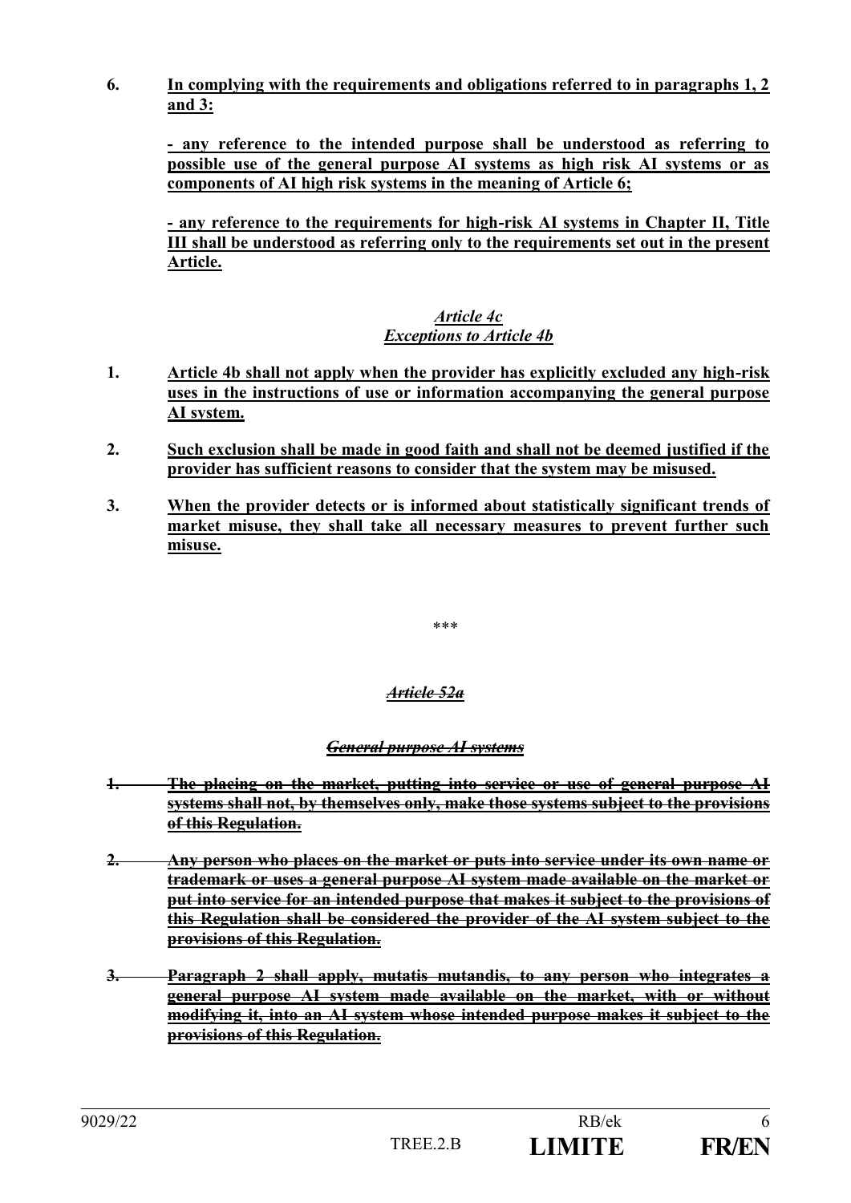**6. In complying with the requirements and obligations referred to in paragraphs 1, 2 and 3:**

**- any reference to the intended purpose shall be understood as referring to possible use of the general purpose AI systems as high risk AI systems or as components of AI high risk systems in the meaning of Article 6;**

**- any reference to the requirements for high-risk AI systems in Chapter II, Title III shall be understood as referring only to the requirements set out in the present Article.**

***Article 4c***
***Exceptions to Article 4b***

**1. Article 4b shall not apply when the provider has explicitly excluded any high-risk uses in the instructions of use or information accompanying the general purpose AI system.**

**2. Such exclusion shall be made in good faith and shall not be deemed justified if the provider has sufficient reasons to consider that the system may be misused.**

**3. When the provider detects or is informed about statistically significant trends of market misuse, they shall take all necessary measures to prevent further such misuse.**

***

~~***Article 52a***~~

~~***General purpose AI systems***~~

~~**1. The placing on the market, putting into service or use of general purpose AI systems shall not, by themselves only, make those systems subject to the provisions of this Regulation.**~~

~~**2. Any person who places on the market or puts into service under its own name or trademark or uses a general purpose AI system made available on the market or put into service for an intended purpose that makes it subject to the provisions of this Regulation shall be considered the provider of the AI system subject to the provisions of this Regulation.**~~

~~**3. Paragraph 2 shall apply, mutatis mutandis, to any person who integrates a general purpose AI system made available on the market, with or without modifying it, into an AI system whose intended purpose makes it subject to the provisions of this Regulation.**~~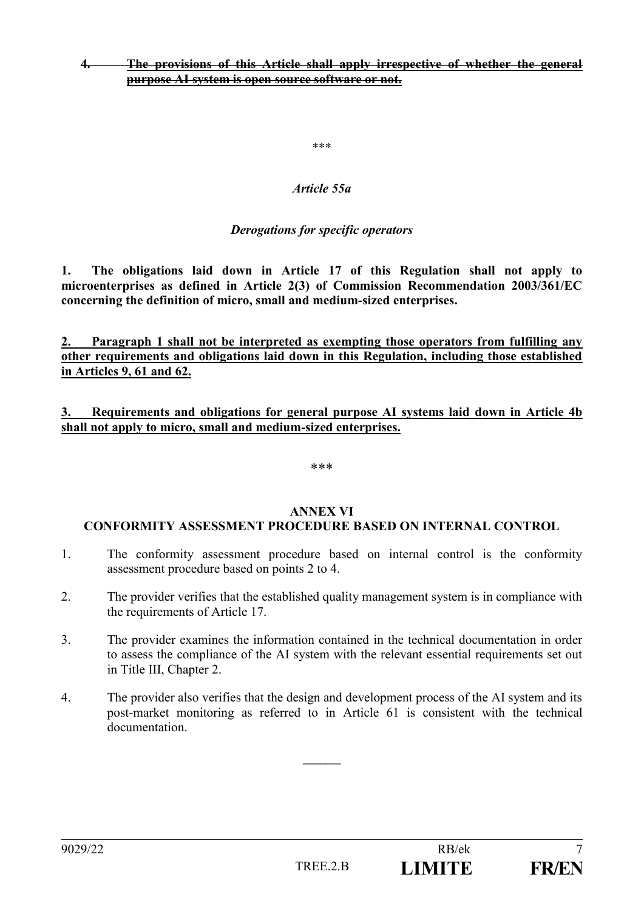**4. ~~The provisions of this Article shall apply irrespective of whether the general purpose AI system is open source software or not.~~**

\*\*\*

### *Article 55a*

### *Derogations for specific operators*

**1. The obligations laid down in Article 17 of this Regulation shall not apply to microenterprises as defined in Article 2(3) of Commission Recommendation 2003/361/EC concerning the definition of micro, small and medium-sized enterprises.**

**2. Paragraph 1 shall not be interpreted as exempting those operators from fulfilling any other requirements and obligations laid down in this Regulation, including those established in Articles 9, 61 and 62.**

**3. Requirements and obligations for general purpose AI systems laid down in Article 4b shall not apply to micro, small and medium-sized enterprises.**

\*\*\*

## ANNEX VI
## CONFORMITY ASSESSMENT PROCEDURE BASED ON INTERNAL CONTROL

1. The conformity assessment procedure based on internal control is the conformity assessment procedure based on points 2 to 4.

2. The provider verifies that the established quality management system is in compliance with the requirements of Article 17.

3. The provider examines the information contained in the technical documentation in order to assess the compliance of the AI system with the relevant essential requirements set out in Title III, Chapter 2.

4. The provider also verifies that the design and development process of the AI system and its post-market monitoring as referred to in Article 61 is consistent with the technical documentation.

______